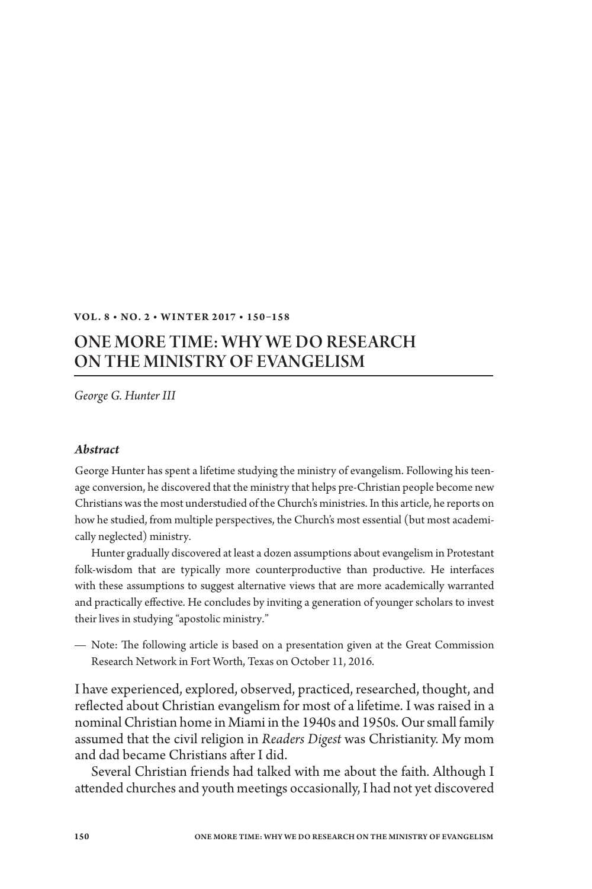# ONE MORE TIME: WHY WE DO RESEARCH ON THE MINISTRY OF EVANGELISM

*George G. Hunter III*

### *Abstract*

George Hunter has spent a lifetime studying the ministry of evangelism. Following his teenage conversion, he discovered that the ministry that helps pre-Christian people become new Christians was the most understudied of the Church's ministries. In this article, he reports on how he studied, from multiple perspectives, the Church's most essential (but most academically neglected) ministry.

Hunter gradually discovered at least a dozen assumptions about evangelism in Protestant folk-wisdom that are typically more counterproductive than productive. He interfaces with these assumptions to suggest alternative views that are more academically warranted and practically effective. He concludes by inviting a generation of younger scholars to invest their lives in studying "apostolic ministry."

— Note: The following article is based on a presentation given at the Great Commission Research Network in Fort Worth, Texas on October 11, 2016.

I have experienced, explored, observed, practiced, researched, thought, and reflected about Christian evangelism for most of a lifetime. I was raised in a nominal Christian home in Miami in the 1940s and 1950s. Our small family assumed that the civil religion in *Readers Digest* was Christianity. My mom and dad became Christians after I did.

Several Christian friends had talked with me about the faith. Although I attended churches and youth meetings occasionally, I had not yet discovered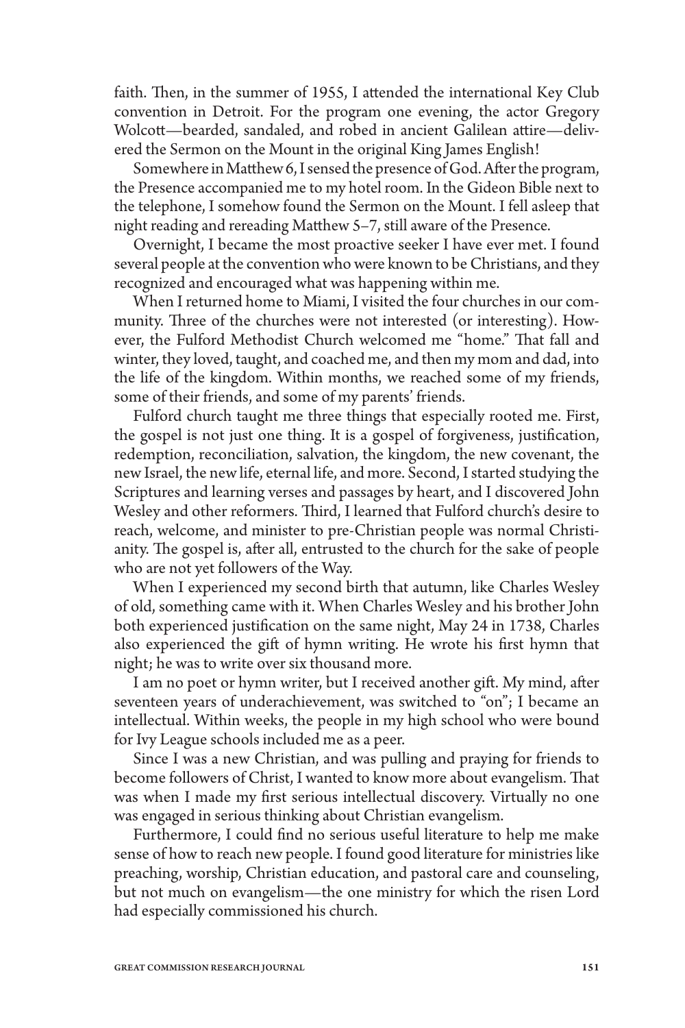faith. Then, in the summer of 1955, I attended the international Key Club convention in Detroit. For the program one evening, the actor Gregory Wolcott—bearded, sandaled, and robed in ancient Galilean attire—delivered the Sermon on the Mount in the original King James English!

Somewhere in Matthew 6, I sensed the presence of God. After the program, the Presence accompanied me to my hotel room. In the Gideon Bible next to the telephone, I somehow found the Sermon on the Mount. I fell asleep that night reading and rereading Matthew 5–7, still aware of the Presence.

Overnight, I became the most proactive seeker I have ever met. I found several people at the convention who were known to be Christians, and they recognized and encouraged what was happening within me.

When I returned home to Miami, I visited the four churches in our community. Three of the churches were not interested (or interesting). However, the Fulford Methodist Church welcomed me "home." That fall and winter, they loved, taught, and coached me, and then my mom and dad, into the life of the kingdom. Within months, we reached some of my friends, some of their friends, and some of my parents' friends.

Fulford church taught me three things that especially rooted me. First, the gospel is not just one thing. It is a gospel of forgiveness, justification, redemption, reconciliation, salvation, the kingdom, the new covenant, the new Israel, the new life, eternal life, and more. Second, I started studying the Scriptures and learning verses and passages by heart, and I discovered John Wesley and other reformers. Third, I learned that Fulford church's desire to reach, welcome, and minister to pre-Christian people was normal Christianity. The gospel is, after all, entrusted to the church for the sake of people who are not yet followers of the Way.

When I experienced my second birth that autumn, like Charles Wesley of old, something came with it. When Charles Wesley and his brother John both experienced justification on the same night, May 24 in 1738, Charles also experienced the gift of hymn writing. He wrote his first hymn that night; he was to write over six thousand more.

I am no poet or hymn writer, but I received another gift. My mind, after seventeen years of underachievement, was switched to "on"; I became an intellectual. Within weeks, the people in my high school who were bound for Ivy League schools included me as a peer.

Since I was a new Christian, and was pulling and praying for friends to become followers of Christ, I wanted to know more about evangelism. That was when I made my first serious intellectual discovery. Virtually no one was engaged in serious thinking about Christian evangelism.

Furthermore, I could find no serious useful literature to help me make sense of how to reach new people. I found good literature for ministries like preaching, worship, Christian education, and pastoral care and counseling, but not much on evangelism—the one ministry for which the risen Lord had especially commissioned his church.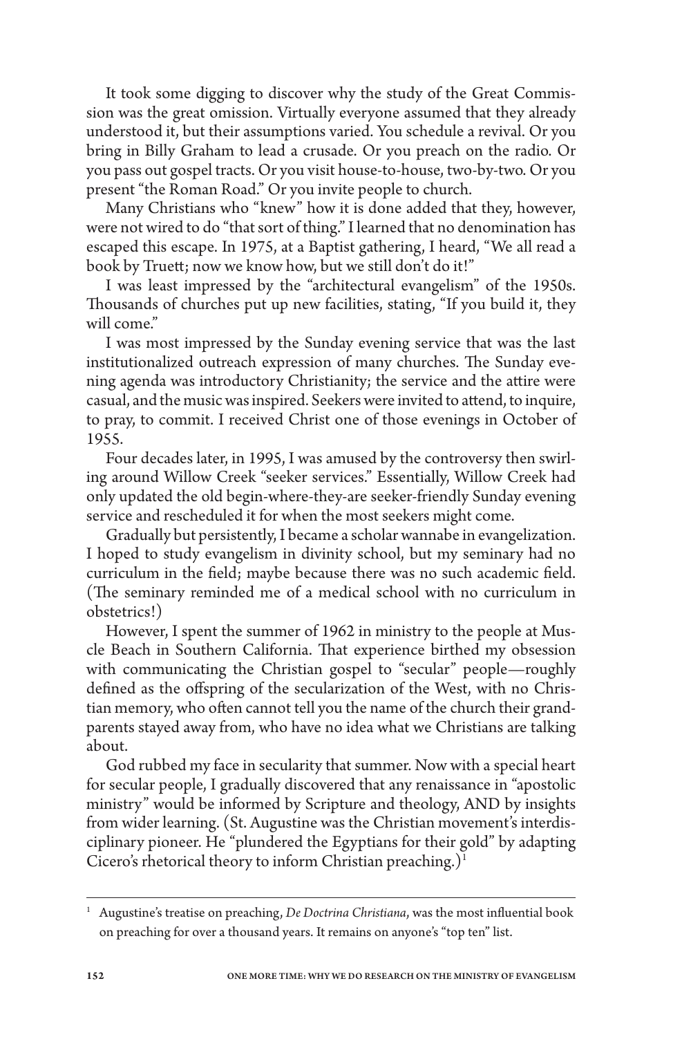It took some digging to discover why the study of the Great Commission was the great omission. Virtually everyone assumed that they already understood it, but their assumptions varied. You schedule a revival. Or you bring in Billy Graham to lead a crusade. Or you preach on the radio. Or you pass out gospel tracts. Or you visit house-to-house, two-by-two. Or you present "the Roman Road." Or you invite people to church.

Many Christians who "knew" how it is done added that they, however, were not wired to do "that sort of thing." I learned that no denomination has escaped this escape. In 1975, at a Baptist gathering, I heard, "We all read a book by Truett; now we know how, but we still don't do it!"

I was least impressed by the "architectural evangelism" of the 1950s. Thousands of churches put up new facilities, stating, "If you build it, they will come."

I was most impressed by the Sunday evening service that was the last institutionalized outreach expression of many churches. The Sunday evening agenda was introductory Christianity; the service and the attire were casual, and the music was inspired. Seekers were invited to attend, to inquire, to pray, to commit. I received Christ one of those evenings in October of 1955.

Four decades later, in 1995, I was amused by the controversy then swirling around Willow Creek "seeker services." Essentially, Willow Creek had only updated the old begin-where-they-are seeker-friendly Sunday evening service and rescheduled it for when the most seekers might come.

Gradually but persistently, I became a scholar wannabe in evangelization. I hoped to study evangelism in divinity school, but my seminary had no curriculum in the field; maybe because there was no such academic field. (The seminary reminded me of a medical school with no curriculum in obstetrics!)

However, I spent the summer of 1962 in ministry to the people at Muscle Beach in Southern California. That experience birthed my obsession with communicating the Christian gospel to "secular" people—roughly defined as the offspring of the secularization of the West, with no Christian memory, who often cannot tell you the name of the church their grandparents stayed away from, who have no idea what we Christians are talking about.

God rubbed my face in secularity that summer. Now with a special heart for secular people, I gradually discovered that any renaissance in "apostolic ministry" would be informed by Scripture and theology, AND by insights from wider learning. (St. Augustine was the Christian movement's interdisciplinary pioneer. He "plundered the Egyptians for their gold" by adapting Cicero's rhetorical theory to inform Christian preaching.)[1]

---

[1] Augustine's treatise on preaching, *De Doctrina Christiana*, was the most influential book on preaching for over a thousand years. It remains on anyone's "top ten" list.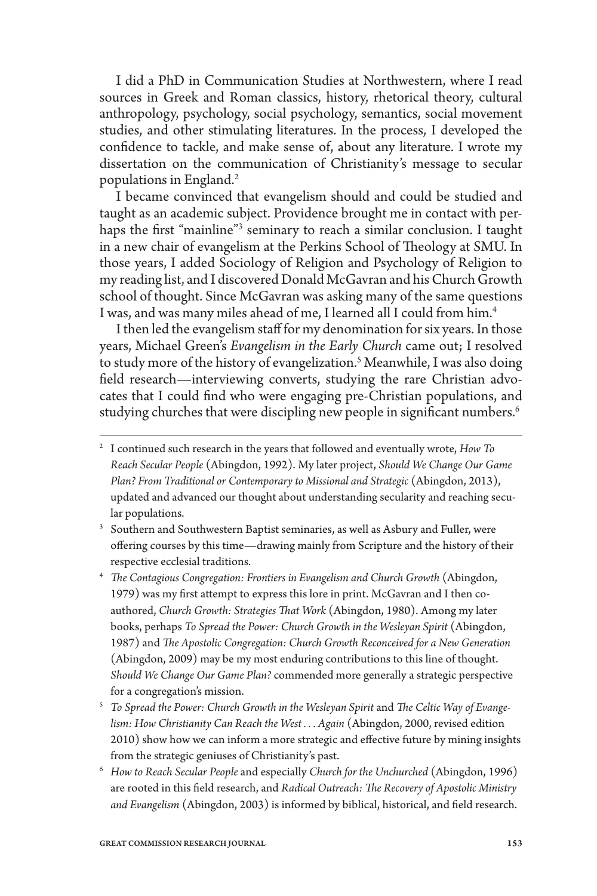I did a PhD in Communication Studies at Northwestern, where I read sources in Greek and Roman classics, history, rhetorical theory, cultural anthropology, psychology, social psychology, semantics, social movement studies, and other stimulating literatures. In the process, I developed the confidence to tackle, and make sense of, about any literature. I wrote my dissertation on the communication of Christianity's message to secular populations in England.[2]

I became convinced that evangelism should and could be studied and taught as an academic subject. Providence brought me in contact with perhaps the first "mainline"[3] seminary to reach a similar conclusion. I taught in a new chair of evangelism at the Perkins School of Theology at SMU. In those years, I added Sociology of Religion and Psychology of Religion to my reading list, and I discovered Donald McGavran and his Church Growth school of thought. Since McGavran was asking many of the same questions I was, and was many miles ahead of me, I learned all I could from him.[4]

I then led the evangelism staff for my denomination for six years. In those years, Michael Green's *Evangelism in the Early Church* came out; I resolved to study more of the history of evangelization.[5] Meanwhile, I was also doing field research—interviewing converts, studying the rare Christian advocates that I could find who were engaging pre-Christian populations, and studying churches that were discipling new people in significant numbers.[6]

---

[2] I continued such research in the years that followed and eventually wrote, *How To Reach Secular People* (Abingdon, 1992). My later project, *Should We Change Our Game Plan? From Traditional or Contemporary to Missional and Strategic* (Abingdon, 2013), updated and advanced our thought about understanding secularity and reaching secular populations.

[3] Southern and Southwestern Baptist seminaries, as well as Asbury and Fuller, were offering courses by this time—drawing mainly from Scripture and the history of their respective ecclesial traditions.

[4] *The Contagious Congregation: Frontiers in Evangelism and Church Growth* (Abingdon, 1979) was my first attempt to express this lore in print. McGavran and I then co-authored, *Church Growth: Strategies That Work* (Abingdon, 1980). Among my later books, perhaps *To Spread the Power: Church Growth in the Wesleyan Spirit* (Abingdon, 1987) and *The Apostolic Congregation: Church Growth Reconceived for a New Generation* (Abingdon, 2009) may be my most enduring contributions to this line of thought. *Should We Change Our Game Plan?* commended more generally a strategic perspective for a congregation's mission.

[5] *To Spread the Power: Church Growth in the Wesleyan Spirit* and *The Celtic Way of Evangelism: How Christianity Can Reach the West . . . Again* (Abingdon, 2000, revised edition 2010) show how we can inform a more strategic and effective future by mining insights from the strategic geniuses of Christianity's past.

[6] *How to Reach Secular People* and especially *Church for the Unchurched* (Abingdon, 1996) are rooted in this field research, and *Radical Outreach: The Recovery of Apostolic Ministry and Evangelism* (Abingdon, 2003) is informed by biblical, historical, and field research.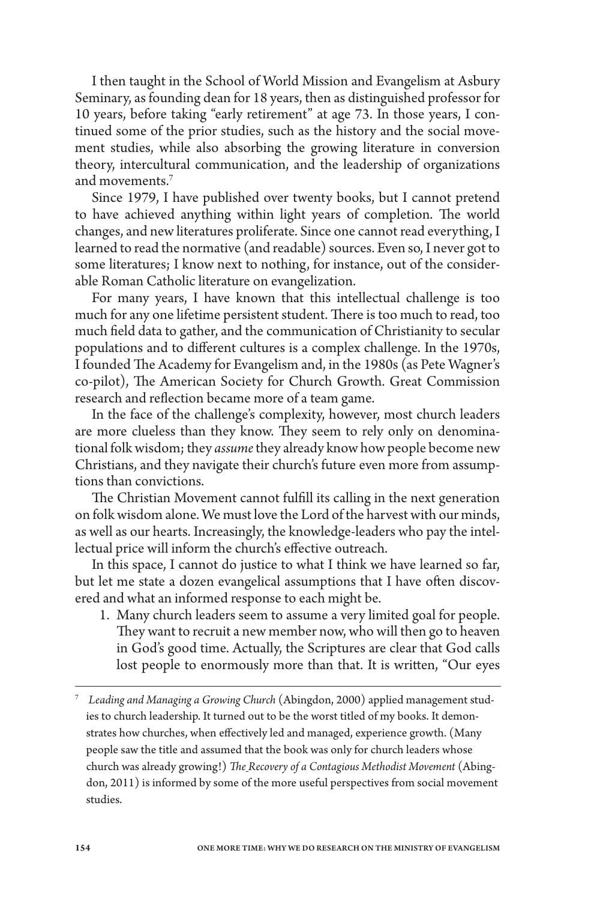I then taught in the School of World Mission and Evangelism at Asbury Seminary, as founding dean for 18 years, then as distinguished professor for 10 years, before taking "early retirement" at age 73. In those years, I continued some of the prior studies, such as the history and the social movement studies, while also absorbing the growing literature in conversion theory, intercultural communication, and the leadership of organizations and movements.[7]

Since 1979, I have published over twenty books, but I cannot pretend to have achieved anything within light years of completion. The world changes, and new literatures proliferate. Since one cannot read everything, I learned to read the normative (and readable) sources. Even so, I never got to some literatures; I know next to nothing, for instance, out of the considerable Roman Catholic literature on evangelization.

For many years, I have known that this intellectual challenge is too much for any one lifetime persistent student. There is too much to read, too much field data to gather, and the communication of Christianity to secular populations and to different cultures is a complex challenge. In the 1970s, I founded The Academy for Evangelism and, in the 1980s (as Pete Wagner's co-pilot), The American Society for Church Growth. Great Commission research and reflection became more of a team game.

In the face of the challenge's complexity, however, most church leaders are more clueless than they know. They seem to rely only on denominational folk wisdom; they *assume* they already know how people become new Christians, and they navigate their church's future even more from assumptions than convictions.

The Christian Movement cannot fulfill its calling in the next generation on folk wisdom alone. We must love the Lord of the harvest with our minds, as well as our hearts. Increasingly, the knowledge-leaders who pay the intellectual price will inform the church's effective outreach.

In this space, I cannot do justice to what I think we have learned so far, but let me state a dozen evangelical assumptions that I have often discovered and what an informed response to each might be.

1. Many church leaders seem to assume a very limited goal for people. They want to recruit a new member now, who will then go to heaven in God's good time. Actually, the Scriptures are clear that God calls lost people to enormously more than that. It is written, "Our eyes

---

[7] *Leading and Managing a Growing Church* (Abingdon, 2000) applied management studies to church leadership. It turned out to be the worst titled of my books. It demonstrates how churches, when effectively led and managed, experience growth. (Many people saw the title and assumed that the book was only for church leaders whose church was already growing!) *The Recovery of a Contagious Methodist Movement* (Abingdon, 2011) is informed by some of the more useful perspectives from social movement studies.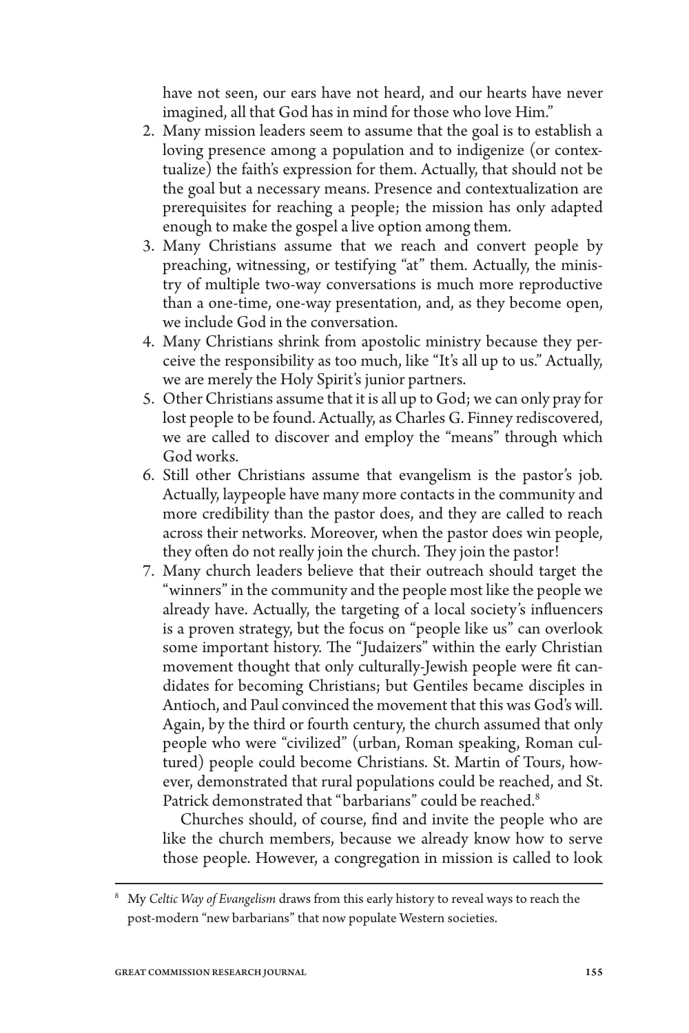have not seen, our ears have not heard, and our hearts have never imagined, all that God has in mind for those who love Him."

2. Many mission leaders seem to assume that the goal is to establish a loving presence among a population and to indigenize (or contextualize) the faith's expression for them. Actually, that should not be the goal but a necessary means. Presence and contextualization are prerequisites for reaching a people; the mission has only adapted enough to make the gospel a live option among them.
3. Many Christians assume that we reach and convert people by preaching, witnessing, or testifying "at" them. Actually, the ministry of multiple two-way conversations is much more reproductive than a one-time, one-way presentation, and, as they become open, we include God in the conversation.
4. Many Christians shrink from apostolic ministry because they perceive the responsibility as too much, like "It's all up to us." Actually, we are merely the Holy Spirit's junior partners.
5. Other Christians assume that it is all up to God; we can only pray for lost people to be found. Actually, as Charles G. Finney rediscovered, we are called to discover and employ the "means" through which God works.
6. Still other Christians assume that evangelism is the pastor's job. Actually, laypeople have many more contacts in the community and more credibility than the pastor does, and they are called to reach across their networks. Moreover, when the pastor does win people, they often do not really join the church. They join the pastor!
7. Many church leaders believe that their outreach should target the "winners" in the community and the people most like the people we already have. Actually, the targeting of a local society's influencers is a proven strategy, but the focus on "people like us" can overlook some important history. The "Judaizers" within the early Christian movement thought that only culturally-Jewish people were fit candidates for becoming Christians; but Gentiles became disciples in Antioch, and Paul convinced the movement that this was God's will. Again, by the third or fourth century, the church assumed that only people who were "civilized" (urban, Roman speaking, Roman cultured) people could become Christians. St. Martin of Tours, however, demonstrated that rural populations could be reached, and St. Patrick demonstrated that "barbarians" could be reached.[8]

   Churches should, of course, find and invite the people who are like the church members, because we already know how to serve those people. However, a congregation in mission is called to look

[8] My *Celtic Way of Evangelism* draws from this early history to reveal ways to reach the post-modern "new barbarians" that now populate Western societies.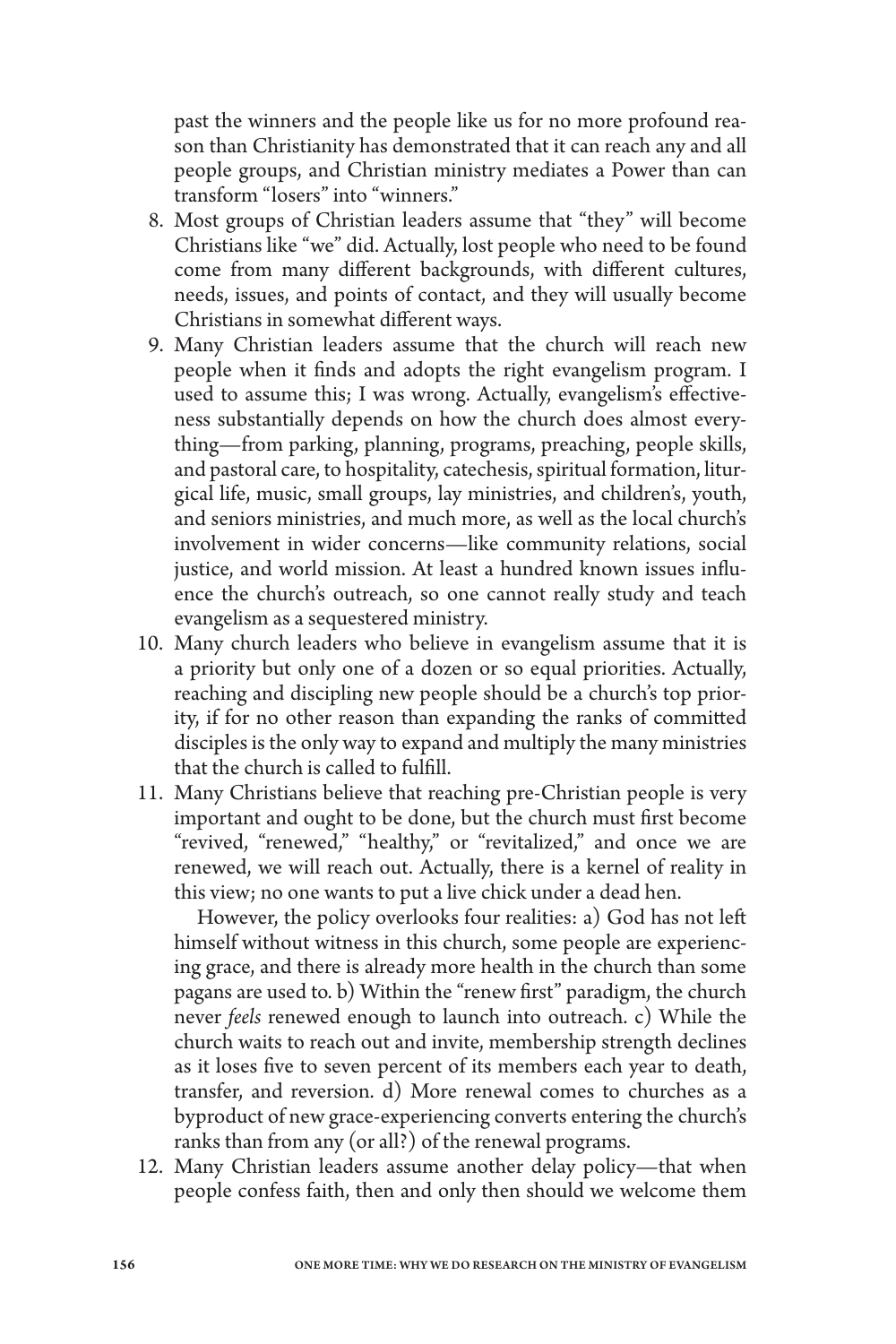past the winners and the people like us for no more profound reason than Christianity has demonstrated that it can reach any and all people groups, and Christian ministry mediates a Power than can transform "losers" into "winners."

8. Most groups of Christian leaders assume that "they" will become Christians like "we" did. Actually, lost people who need to be found come from many different backgrounds, with different cultures, needs, issues, and points of contact, and they will usually become Christians in somewhat different ways.
9. Many Christian leaders assume that the church will reach new people when it finds and adopts the right evangelism program. I used to assume this; I was wrong. Actually, evangelism's effectiveness substantially depends on how the church does almost everything—from parking, planning, programs, preaching, people skills, and pastoral care, to hospitality, catechesis, spiritual formation, liturgical life, music, small groups, lay ministries, and children's, youth, and seniors ministries, and much more, as well as the local church's involvement in wider concerns—like community relations, social justice, and world mission. At least a hundred known issues influence the church's outreach, so one cannot really study and teach evangelism as a sequestered ministry.
10. Many church leaders who believe in evangelism assume that it is a priority but only one of a dozen or so equal priorities. Actually, reaching and discipling new people should be a church's top priority, if for no other reason than expanding the ranks of committed disciples is the only way to expand and multiply the many ministries that the church is called to fulfill.
11. Many Christians believe that reaching pre-Christian people is very important and ought to be done, but the church must first become "revived, "renewed," "healthy," or "revitalized," and once we are renewed, we will reach out. Actually, there is a kernel of reality in this view; no one wants to put a live chick under a dead hen.

    However, the policy overlooks four realities: a) God has not left himself without witness in this church, some people are experiencing grace, and there is already more health in the church than some pagans are used to. b) Within the "renew first" paradigm, the church never *feels* renewed enough to launch into outreach. c) While the church waits to reach out and invite, membership strength declines as it loses five to seven percent of its members each year to death, transfer, and reversion. d) More renewal comes to churches as a byproduct of new grace-experiencing converts entering the church's ranks than from any (or all?) of the renewal programs.
12. Many Christian leaders assume another delay policy—that when people confess faith, then and only then should we welcome them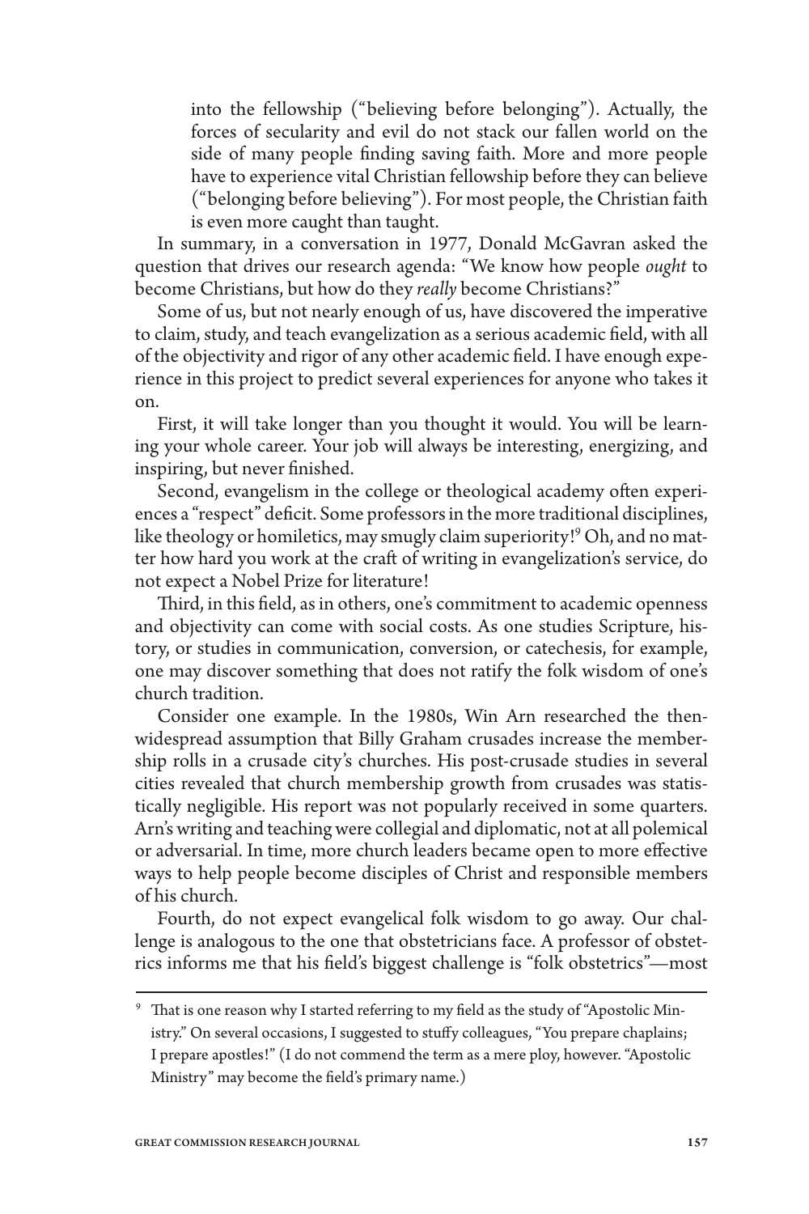into the fellowship ("believing before belonging"). Actually, the forces of secularity and evil do not stack our fallen world on the side of many people finding saving faith. More and more people have to experience vital Christian fellowship before they can believe ("belonging before believing"). For most people, the Christian faith is even more caught than taught.

In summary, in a conversation in 1977, Donald McGavran asked the question that drives our research agenda: "We know how people *ought* to become Christians, but how do they *really* become Christians?"

Some of us, but not nearly enough of us, have discovered the imperative to claim, study, and teach evangelization as a serious academic field, with all of the objectivity and rigor of any other academic field. I have enough experience in this project to predict several experiences for anyone who takes it on.

First, it will take longer than you thought it would. You will be learning your whole career. Your job will always be interesting, energizing, and inspiring, but never finished.

Second, evangelism in the college or theological academy often experiences a "respect" deficit. Some professors in the more traditional disciplines, like theology or homiletics, may smugly claim superiority![9] Oh, and no matter how hard you work at the craft of writing in evangelization's service, do not expect a Nobel Prize for literature!

Third, in this field, as in others, one's commitment to academic openness and objectivity can come with social costs. As one studies Scripture, history, or studies in communication, conversion, or catechesis, for example, one may discover something that does not ratify the folk wisdom of one's church tradition.

Consider one example. In the 1980s, Win Arn researched the then-widespread assumption that Billy Graham crusades increase the membership rolls in a crusade city's churches. His post-crusade studies in several cities revealed that church membership growth from crusades was statistically negligible. His report was not popularly received in some quarters. Arn's writing and teaching were collegial and diplomatic, not at all polemical or adversarial. In time, more church leaders became open to more effective ways to help people become disciples of Christ and responsible members of his church.

Fourth, do not expect evangelical folk wisdom to go away. Our challenge is analogous to the one that obstetricians face. A professor of obstetrics informs me that his field's biggest challenge is "folk obstetrics"—most

---

[9] That is one reason why I started referring to my field as the study of "Apostolic Ministry." On several occasions, I suggested to stuffy colleagues, "You prepare chaplains; I prepare apostles!" (I do not commend the term as a mere ploy, however. "Apostolic Ministry" may become the field's primary name.)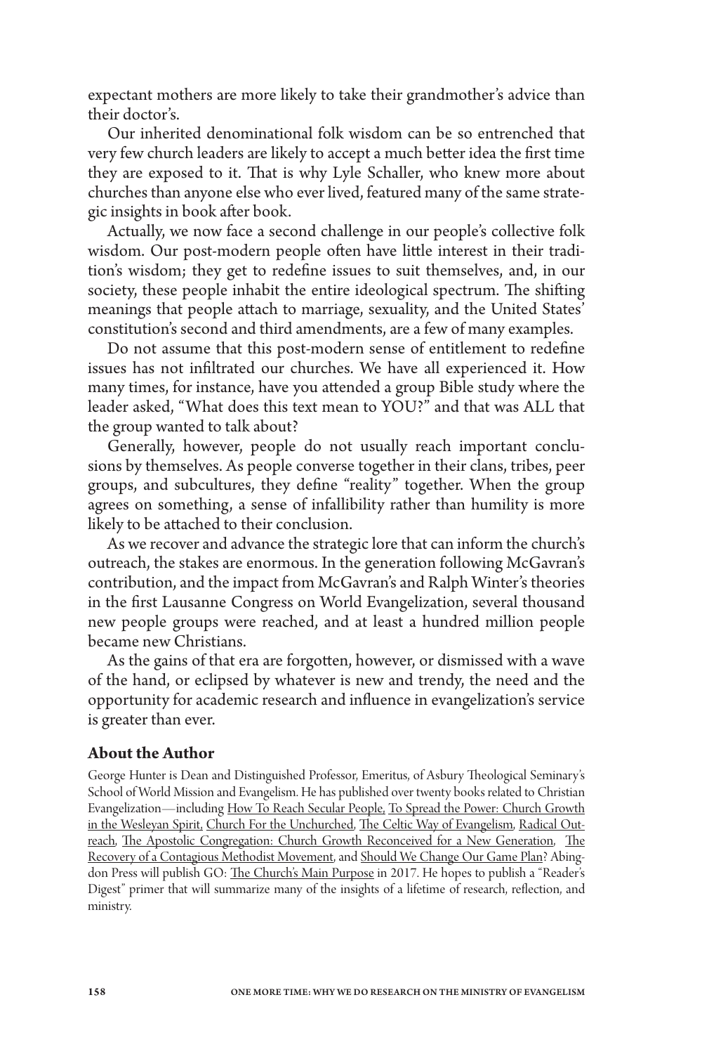expectant mothers are more likely to take their grandmother's advice than their doctor's.

Our inherited denominational folk wisdom can be so entrenched that very few church leaders are likely to accept a much better idea the first time they are exposed to it. That is why Lyle Schaller, who knew more about churches than anyone else who ever lived, featured many of the same strategic insights in book after book.

Actually, we now face a second challenge in our people's collective folk wisdom. Our post-modern people often have little interest in their tradition's wisdom; they get to redefine issues to suit themselves, and, in our society, these people inhabit the entire ideological spectrum. The shifting meanings that people attach to marriage, sexuality, and the United States' constitution's second and third amendments, are a few of many examples.

Do not assume that this post-modern sense of entitlement to redefine issues has not infiltrated our churches. We have all experienced it. How many times, for instance, have you attended a group Bible study where the leader asked, "What does this text mean to YOU?" and that was ALL that the group wanted to talk about?

Generally, however, people do not usually reach important conclusions by themselves. As people converse together in their clans, tribes, peer groups, and subcultures, they define "reality" together. When the group agrees on something, a sense of infallibility rather than humility is more likely to be attached to their conclusion.

As we recover and advance the strategic lore that can inform the church's outreach, the stakes are enormous. In the generation following McGavran's contribution, and the impact from McGavran's and Ralph Winter's theories in the first Lausanne Congress on World Evangelization, several thousand new people groups were reached, and at least a hundred million people became new Christians.

As the gains of that era are forgotten, however, or dismissed with a wave of the hand, or eclipsed by whatever is new and trendy, the need and the opportunity for academic research and influence in evangelization's service is greater than ever.

## About the Author

George Hunter is Dean and Distinguished Professor, Emeritus, of Asbury Theological Seminary's School of World Mission and Evangelism. He has published over twenty books related to Christian Evangelization—including How To Reach Secular People, To Spread the Power: Church Growth in the Wesleyan Spirit, Church For the Unchurched, The Celtic Way of Evangelism, Radical Outreach, The Apostolic Congregation: Church Growth Reconceived for a New Generation, The Recovery of a Contagious Methodist Movement, and Should We Change Our Game Plan? Abingdon Press will publish GO: The Church's Main Purpose in 2017. He hopes to publish a "Reader's Digest" primer that will summarize many of the insights of a lifetime of research, reflection, and ministry.